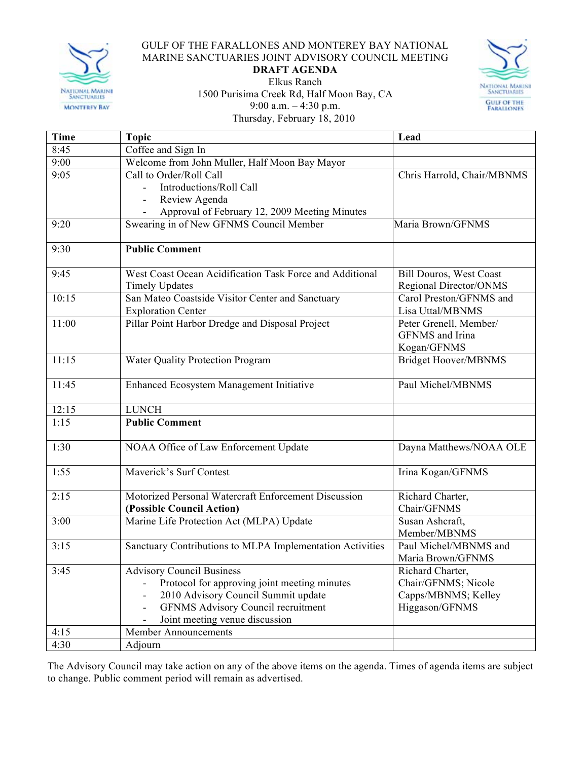# GULF OF THE FARALLONES AND MONTEREY BAY NATIONAL MARINE SANCTUARIES JOINT ADVISORY COUNCIL MEETING

**DRAFT AGENDA**

Elkus Ranch
1500 Purisima Creek Rd, Half Moon Bay, CA
9:00 a.m. – 4:30 p.m.
Thursday, February 18, 2010

| Time | Topic | Lead |
|---|---|---|
| 8:45 | Coffee and Sign In | |
| 9:00 | Welcome from John Muller, Half Moon Bay Mayor | |
| 9:05 | Call to Order/Roll Call<br>- Introductions/Roll Call<br>- Review Agenda<br>- Approval of February 12, 2009 Meeting Minutes | Chris Harrold, Chair/MBNMS |
| 9:20 | Swearing in of New GFNMS Council Member | Maria Brown/GFNMS |
| 9:30 | **Public Comment** | |
| 9:45 | West Coast Ocean Acidification Task Force and Additional Timely Updates | Bill Douros, West Coast Regional Director/ONMS |
| 10:15 | San Mateo Coastside Visitor Center and Sanctuary Exploration Center | Carol Preston/GFNMS and Lisa Uttal/MBNMS |
| 11:00 | Pillar Point Harbor Dredge and Disposal Project | Peter Grenell, Member/ GFNMS and Irina Kogan/GFNMS |
| 11:15 | Water Quality Protection Program | Bridget Hoover/MBNMS |
| 11:45 | Enhanced Ecosystem Management Initiative | Paul Michel/MBNMS |
| 12:15 | LUNCH | |
| 1:15 | **Public Comment** | |
| 1:30 | NOAA Office of Law Enforcement Update | Dayna Matthews/NOAA OLE |
| 1:55 | Maverick's Surf Contest | Irina Kogan/GFNMS |
| 2:15 | Motorized Personal Watercraft Enforcement Discussion **(Possible Council Action)** | Richard Charter, Chair/GFNMS |
| 3:00 | Marine Life Protection Act (MLPA) Update | Susan Ashcraft, Member/MBNMS |
| 3:15 | Sanctuary Contributions to MLPA Implementation Activities | Paul Michel/MBNMS and Maria Brown/GFNMS |
| 3:45 | Advisory Council Business<br>- Protocol for approving joint meeting minutes<br>- 2010 Advisory Council Summit update<br>- GFNMS Advisory Council recruitment<br>- Joint meeting venue discussion | Richard Charter, Chair/GFNMS; Nicole Capps/MBNMS; Kelley Higgason/GFNMS |
| 4:15 | Member Announcements | |
| 4:30 | Adjourn | |

The Advisory Council may take action on any of the above items on the agenda. Times of agenda items are subject to change. Public comment period will remain as advertised.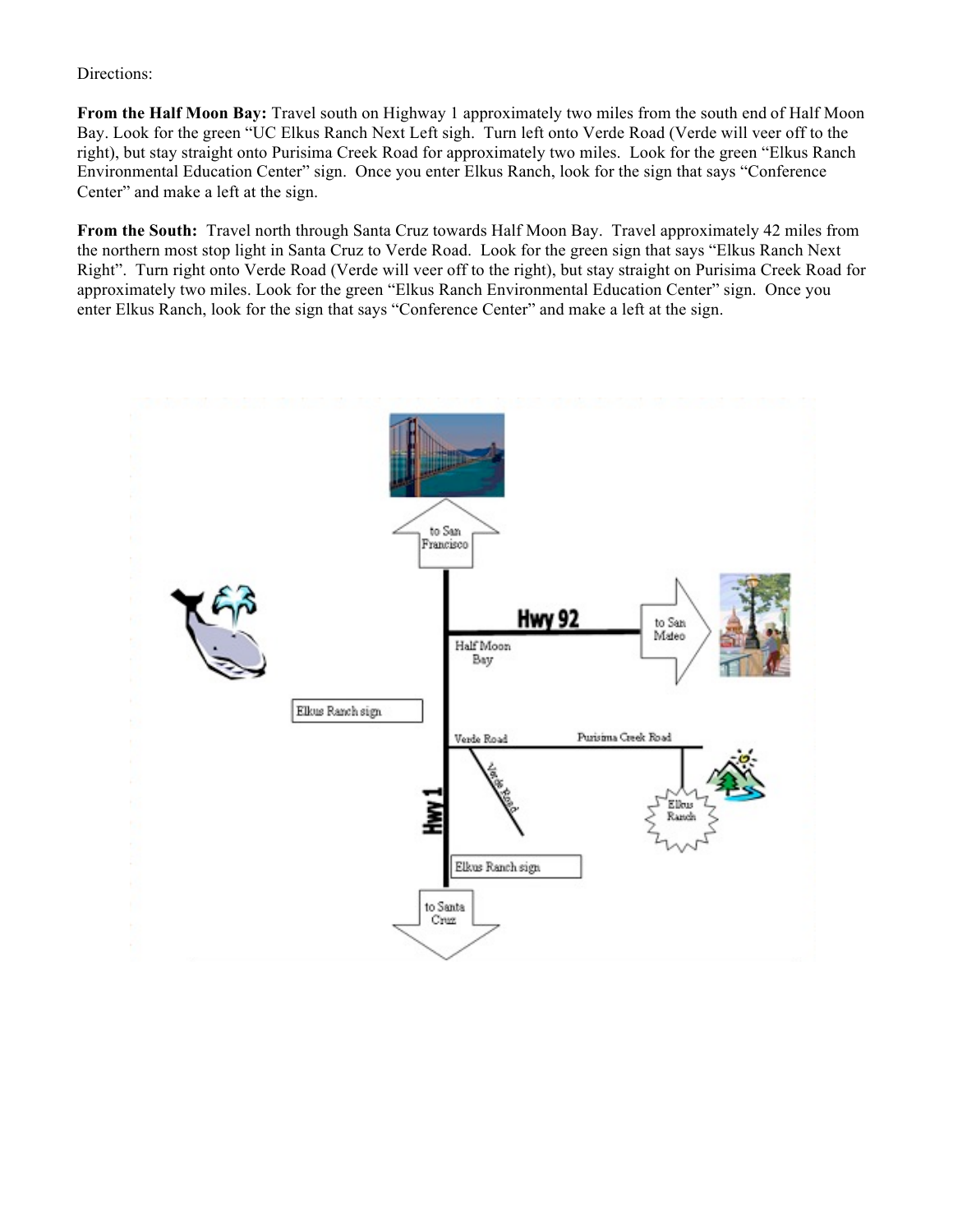Directions:

**From the Half Moon Bay:** Travel south on Highway 1 approximately two miles from the south end of Half Moon Bay. Look for the green "UC Elkus Ranch Next Left sigh. Turn left onto Verde Road (Verde will veer off to the right), but stay straight onto Purisima Creek Road for approximately two miles. Look for the green "Elkus Ranch Environmental Education Center" sign. Once you enter Elkus Ranch, look for the sign that says "Conference Center" and make a left at the sign.

**From the South:** Travel north through Santa Cruz towards Half Moon Bay. Travel approximately 42 miles from the northern most stop light in Santa Cruz to Verde Road. Look for the green sign that says "Elkus Ranch Next Right". Turn right onto Verde Road (Verde will veer off to the right), but stay straight on Purisima Creek Road for approximately two miles. Look for the green "Elkus Ranch Environmental Education Center" sign. Once you enter Elkus Ranch, look for the sign that says "Conference Center" and make a left at the sign.

to San Francisco

Hwy 92

to San Mateo

Half Moon Bay

Elkus Ranch sign

Verde Road

Purisima Creek Road

Verde Road

Elkus Ranch

Hwy 1

Elkus Ranch sign

to Santa Cruz